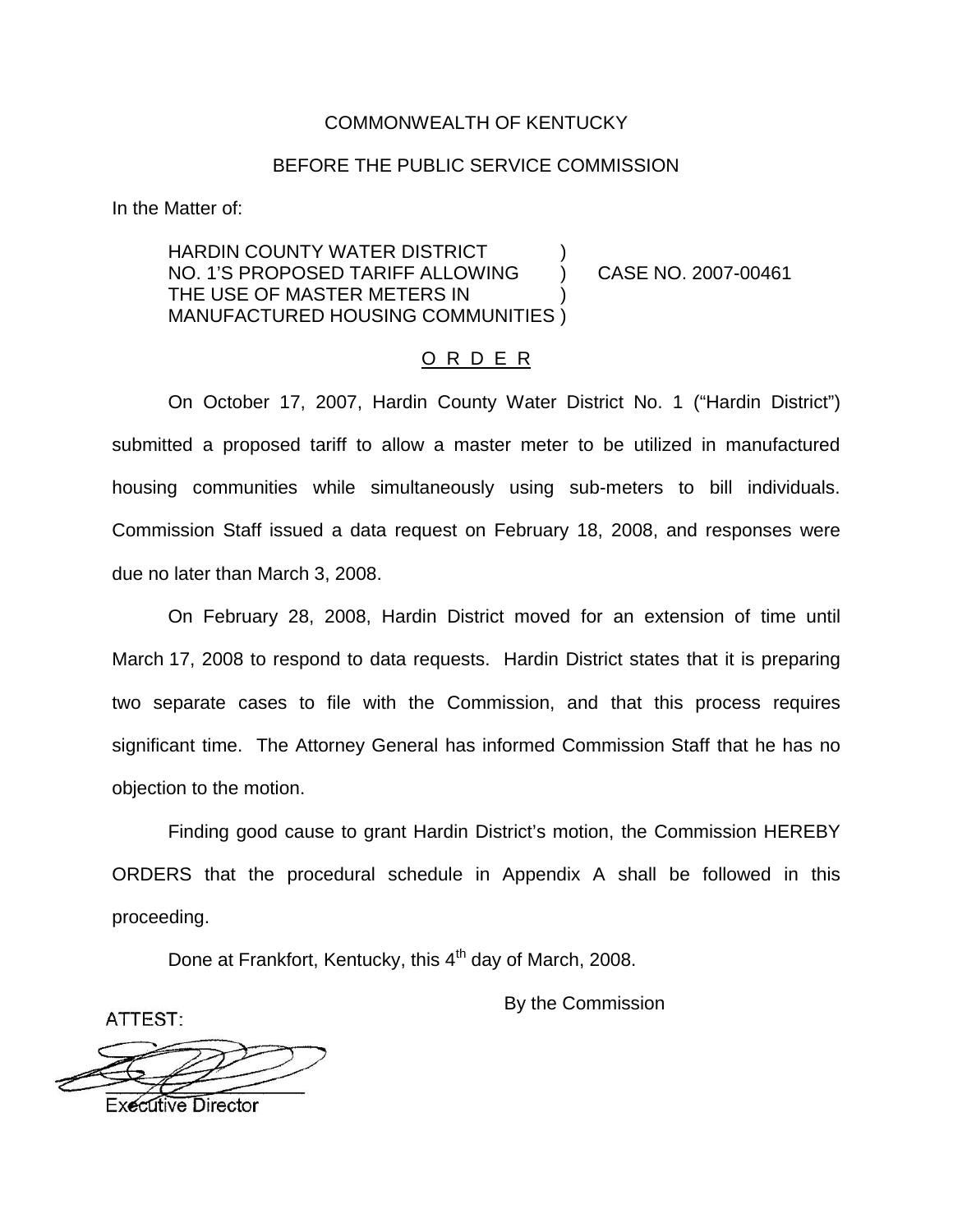COMMONWEALTH OF KENTUCKY

BEFORE THE PUBLIC SERVICE COMMISSION

In the Matter of:

HARDIN COUNTY WATER DISTRICT NO. 1'S PROPOSED TARIFF ALLOWING THE USE OF MASTER METERS IN MANUFACTURED HOUSING COMMUNITIES ) CASE NO. 2007-00461

O R D E R

On October 17, 2007, Hardin County Water District No. 1 ("Hardin District") submitted a proposed tariff to allow a master meter to be utilized in manufactured housing communities while simultaneously using sub-meters to bill individuals. Commission Staff issued a data request on February 18, 2008, and responses were due no later than March 3, 2008.

On February 28, 2008, Hardin District moved for an extension of time until March 17, 2008 to respond to data requests. Hardin District states that it is preparing two separate cases to file with the Commission, and that this process requires significant time. The Attorney General has informed Commission Staff that he has no objection to the motion.

Finding good cause to grant Hardin District's motion, the Commission HEREBY ORDERS that the procedural schedule in Appendix A shall be followed in this proceeding.

Done at Frankfort, Kentucky, this 4th day of March, 2008.

By the Commission

ATTEST:

Executive Director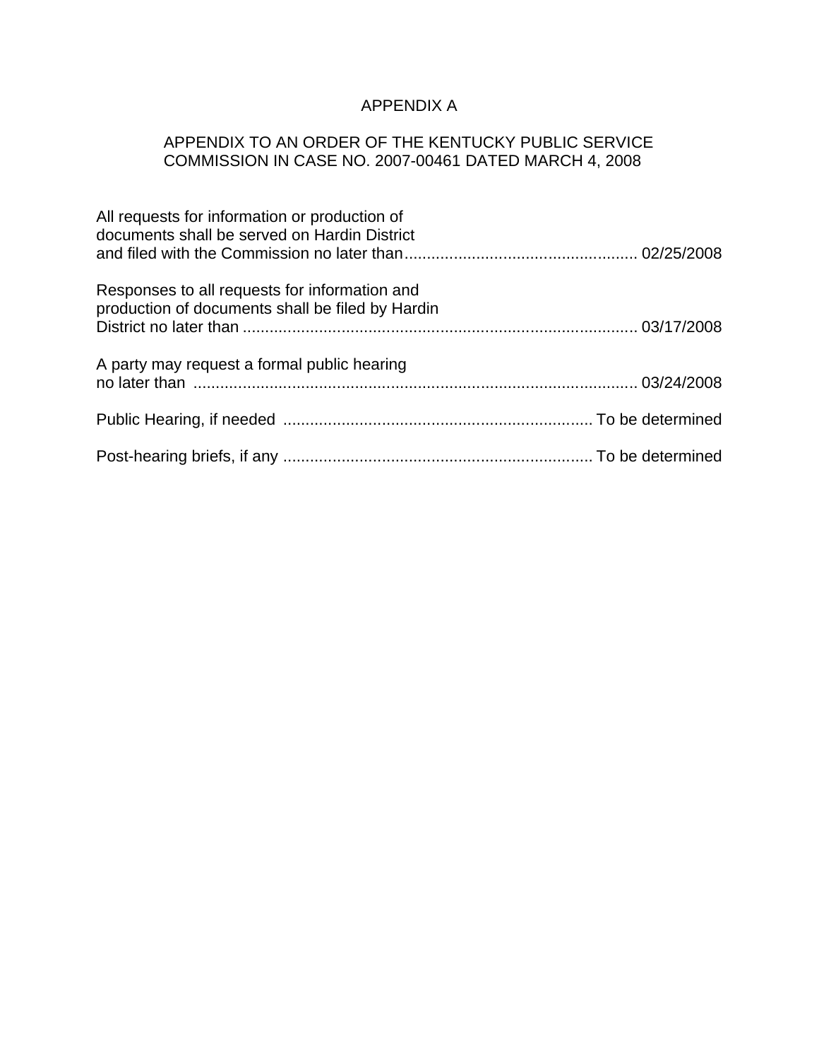# APPENDIX A

## APPENDIX TO AN ORDER OF THE KENTUCKY PUBLIC SERVICE COMMISSION IN CASE NO. 2007-00461 DATED MARCH 4, 2008

| | |
|---|---|
| All requests for information or production of documents shall be served on Hardin District and filed with the Commission no later than | 02/25/2008 |
| Responses to all requests for information and production of documents shall be filed by Hardin District no later than | 03/17/2008 |
| A party may request a formal public hearing no later than | 03/24/2008 |
| Public Hearing, if needed | To be determined |
| Post-hearing briefs, if any | To be determined |